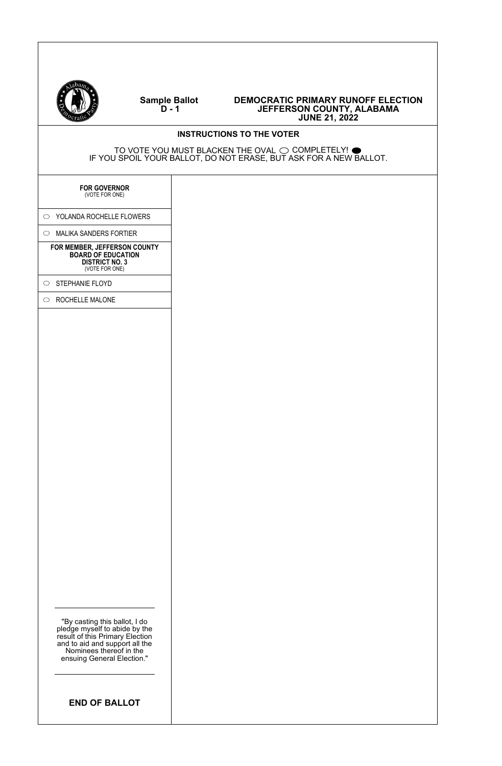**Sample Ballot**
**D - 1**

# DEMOCRATIC PRIMARY RUNOFF ELECTION
## JEFFERSON COUNTY, ALABAMA
## JUNE 21, 2022

**INSTRUCTIONS TO THE VOTER**

TO VOTE YOU MUST BLACKEN THE OVAL ○ COMPLETELY! ●
IF YOU SPOIL YOUR BALLOT, DO NOT ERASE, BUT ASK FOR A NEW BALLOT.

**FOR GOVERNOR**
(VOTE FOR ONE)

○ YOLANDA ROCHELLE FLOWERS

○ MALIKA SANDERS FORTIER

**FOR MEMBER, JEFFERSON COUNTY BOARD OF EDUCATION DISTRICT NO. 3**
(VOTE FOR ONE)

○ STEPHANIE FLOYD

○ ROCHELLE MALONE

"By casting this ballot, I do pledge myself to abide by the result of this Primary Election and to aid and support all the Nominees thereof in the ensuing General Election."

**END OF BALLOT**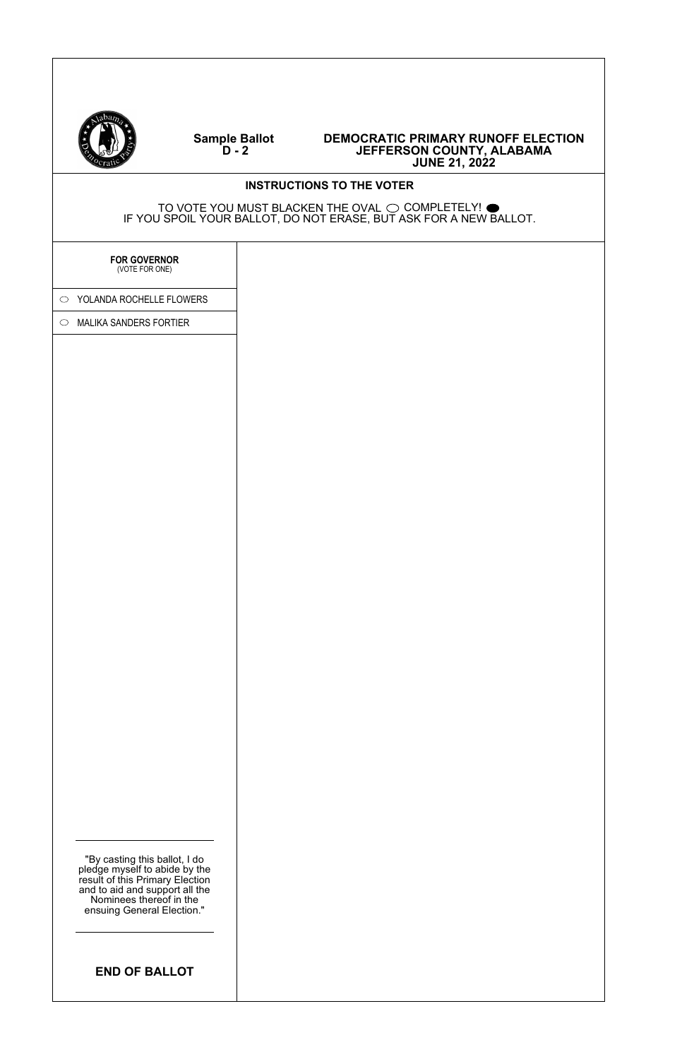**Sample Ballot D - 2**

**DEMOCRATIC PRIMARY RUNOFF ELECTION**
**JEFFERSON COUNTY, ALABAMA**
**JUNE 21, 2022**

**INSTRUCTIONS TO THE VOTER**

TO VOTE YOU MUST BLACKEN THE OVAL ○ COMPLETELY! ●
IF YOU SPOIL YOUR BALLOT, DO NOT ERASE, BUT ASK FOR A NEW BALLOT.

**FOR GOVERNOR**
(VOTE FOR ONE)

○ YOLANDA ROCHELLE FLOWERS

○ MALIKA SANDERS FORTIER

"By casting this ballot, I do pledge myself to abide by the result of this Primary Election and to aid and support all the Nominees thereof in the ensuing General Election."

**END OF BALLOT**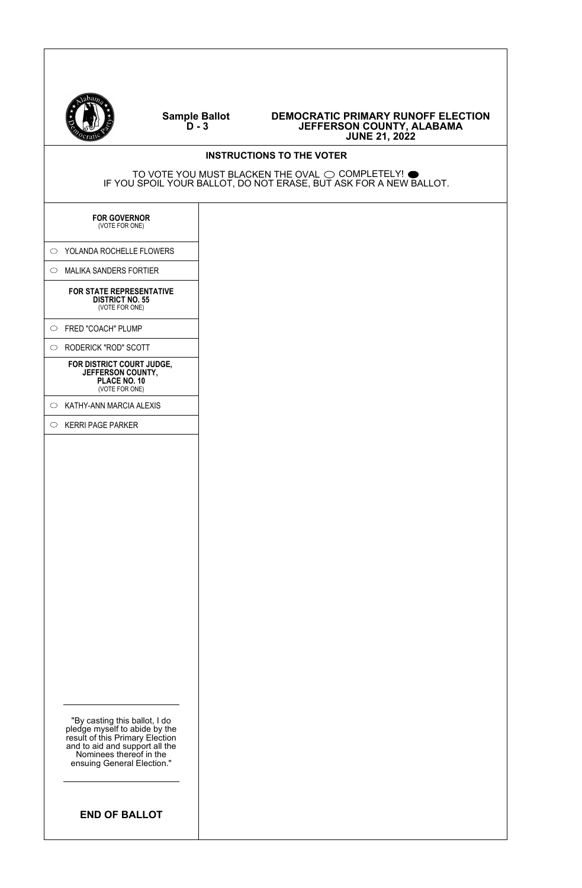**Sample Ballot**
**D - 3**

# DEMOCRATIC PRIMARY RUNOFF ELECTION
## JEFFERSON COUNTY, ALABAMA
## JUNE 21, 2022

### INSTRUCTIONS TO THE VOTER

TO VOTE YOU MUST BLACKEN THE OVAL ○ COMPLETELY! ●
IF YOU SPOIL YOUR BALLOT, DO NOT ERASE, BUT ASK FOR A NEW BALLOT.

**FOR GOVERNOR**
(VOTE FOR ONE)

- ○ YOLANDA ROCHELLE FLOWERS
- ○ MALIKA SANDERS FORTIER

**FOR STATE REPRESENTATIVE DISTRICT NO. 55**
(VOTE FOR ONE)

- ○ FRED "COACH" PLUMP
- ○ RODERICK "ROD" SCOTT

**FOR DISTRICT COURT JUDGE, JEFFERSON COUNTY, PLACE NO. 10**
(VOTE FOR ONE)

- ○ KATHY-ANN MARCIA ALEXIS
- ○ KERRI PAGE PARKER

"By casting this ballot, I do pledge myself to abide by the result of this Primary Election and to aid and support all the Nominees thereof in the ensuing General Election."

**END OF BALLOT**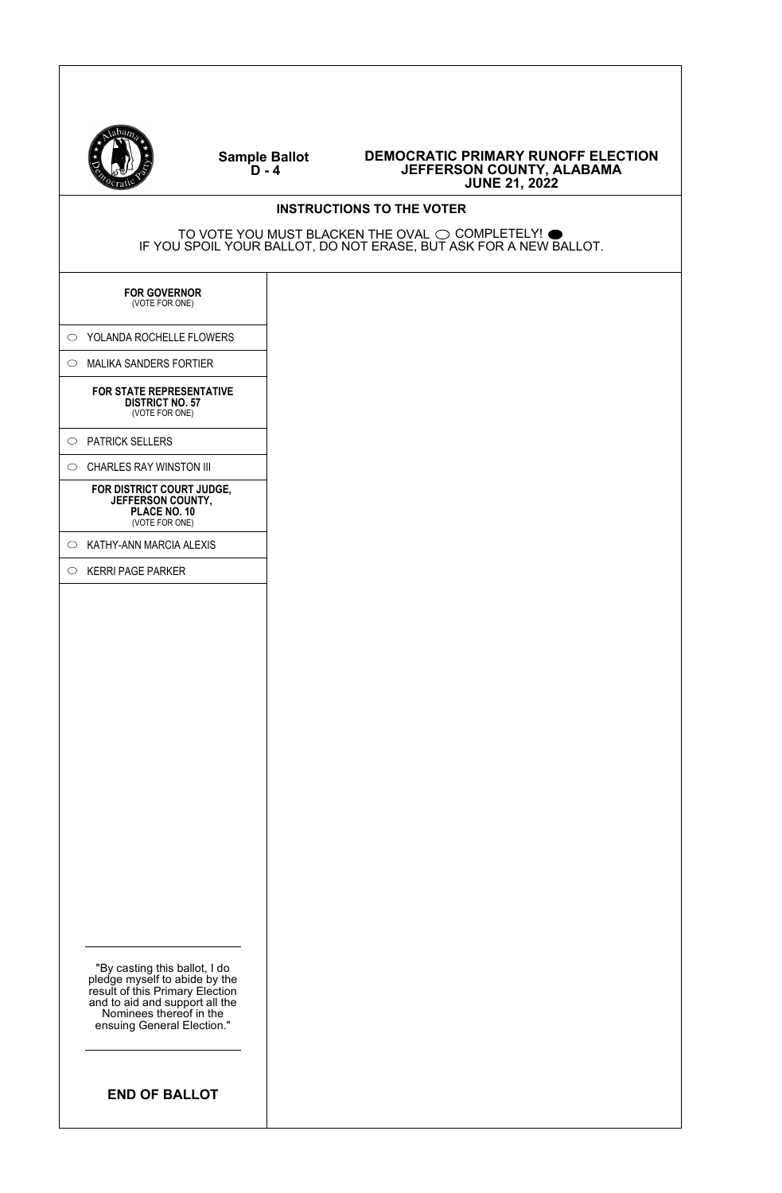**Sample Ballot**
**D - 4**

**DEMOCRATIC PRIMARY RUNOFF ELECTION**
**JEFFERSON COUNTY, ALABAMA**
**JUNE 21, 2022**

## INSTRUCTIONS TO THE VOTER

TO VOTE YOU MUST BLACKEN THE OVAL ○ COMPLETELY! ●
IF YOU SPOIL YOUR BALLOT, DO NOT ERASE, BUT ASK FOR A NEW BALLOT.

**FOR GOVERNOR**
(VOTE FOR ONE)

- ○ YOLANDA ROCHELLE FLOWERS
- ○ MALIKA SANDERS FORTIER

**FOR STATE REPRESENTATIVE**
**DISTRICT NO. 57**
(VOTE FOR ONE)

- ○ PATRICK SELLERS
- ○ CHARLES RAY WINSTON III

**FOR DISTRICT COURT JUDGE,**
**JEFFERSON COUNTY,**
**PLACE NO. 10**
(VOTE FOR ONE)

- ○ KATHY-ANN MARCIA ALEXIS
- ○ KERRI PAGE PARKER

---

"By casting this ballot, I do pledge myself to abide by the result of this Primary Election and to aid and support all the Nominees thereof in the ensuing General Election."

---

**END OF BALLOT**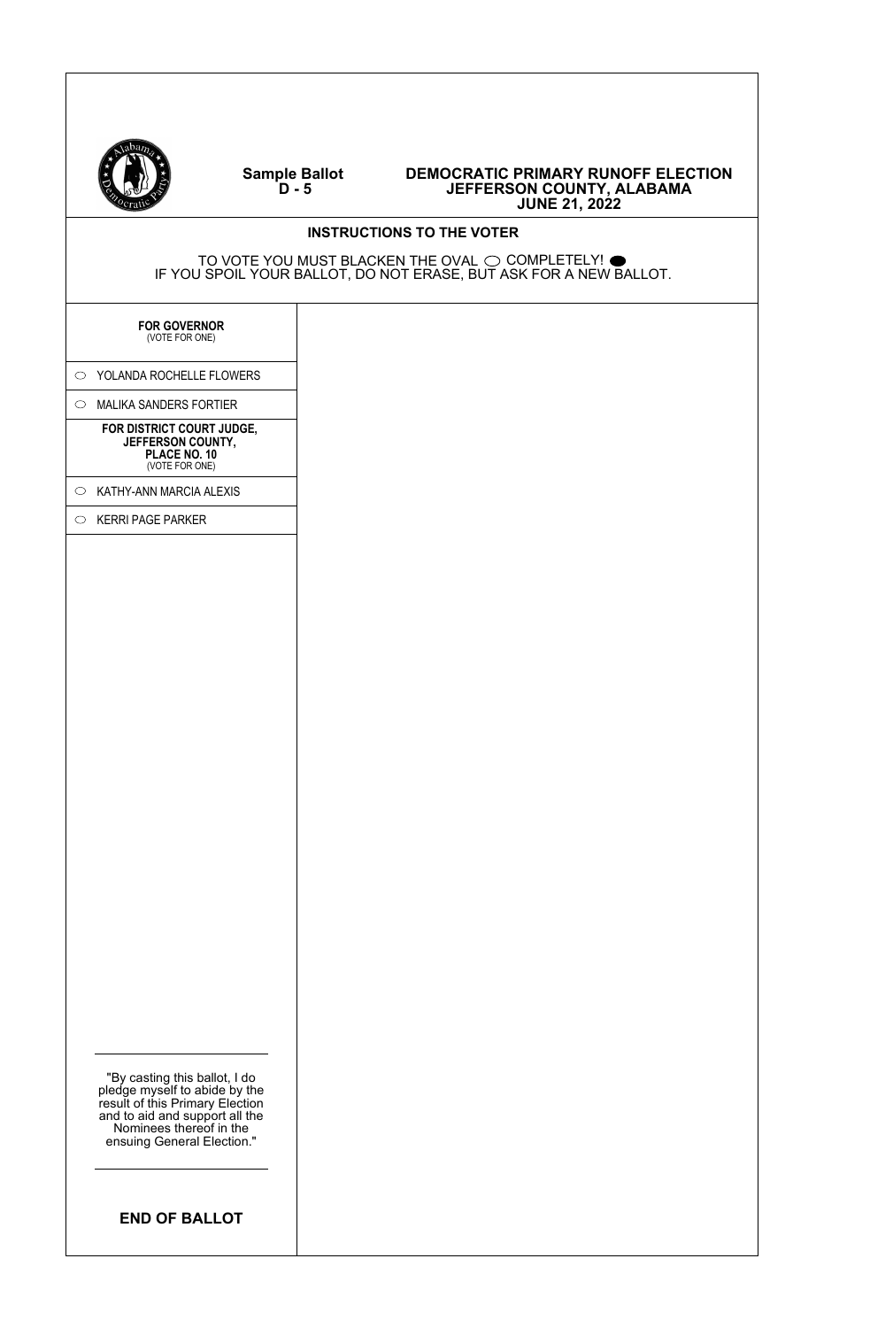**Sample Ballot**
**D - 5**

# DEMOCRATIC PRIMARY RUNOFF ELECTION
## JEFFERSON COUNTY, ALABAMA
## JUNE 21, 2022

### INSTRUCTIONS TO THE VOTER

TO VOTE YOU MUST BLACKEN THE OVAL ○ COMPLETELY! ●
IF YOU SPOIL YOUR BALLOT, DO NOT ERASE, BUT ASK FOR A NEW BALLOT.

**FOR GOVERNOR**
(VOTE FOR ONE)

- ○ YOLANDA ROCHELLE FLOWERS
- ○ MALIKA SANDERS FORTIER

**FOR DISTRICT COURT JUDGE, JEFFERSON COUNTY, PLACE NO. 10**
(VOTE FOR ONE)

- ○ KATHY-ANN MARCIA ALEXIS
- ○ KERRI PAGE PARKER

"By casting this ballot, I do pledge myself to abide by the result of this Primary Election and to aid and support all the Nominees thereof in the ensuing General Election."

**END OF BALLOT**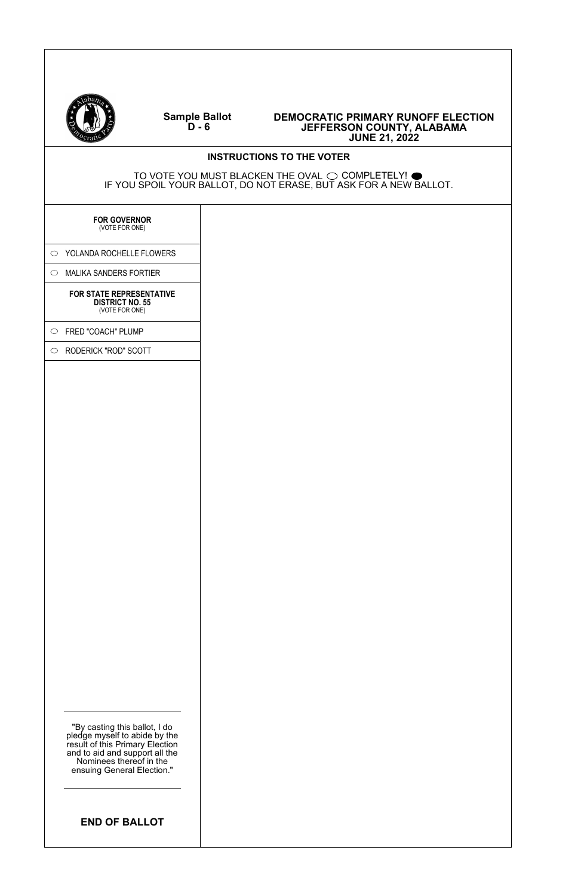**Sample Ballot**
**D - 6**

**DEMOCRATIC PRIMARY RUNOFF ELECTION**
**JEFFERSON COUNTY, ALABAMA**
**JUNE 21, 2022**

**INSTRUCTIONS TO THE VOTER**

TO VOTE YOU MUST BLACKEN THE OVAL ○ COMPLETELY! ●
IF YOU SPOIL YOUR BALLOT, DO NOT ERASE, BUT ASK FOR A NEW BALLOT.

**FOR GOVERNOR**
(VOTE FOR ONE)

○ YOLANDA ROCHELLE FLOWERS

○ MALIKA SANDERS FORTIER

**FOR STATE REPRESENTATIVE**
**DISTRICT NO. 55**
(VOTE FOR ONE)

○ FRED "COACH" PLUMP

○ RODERICK "ROD" SCOTT

"By casting this ballot, I do pledge myself to abide by the result of this Primary Election and to aid and support all the Nominees thereof in the ensuing General Election."

**END OF BALLOT**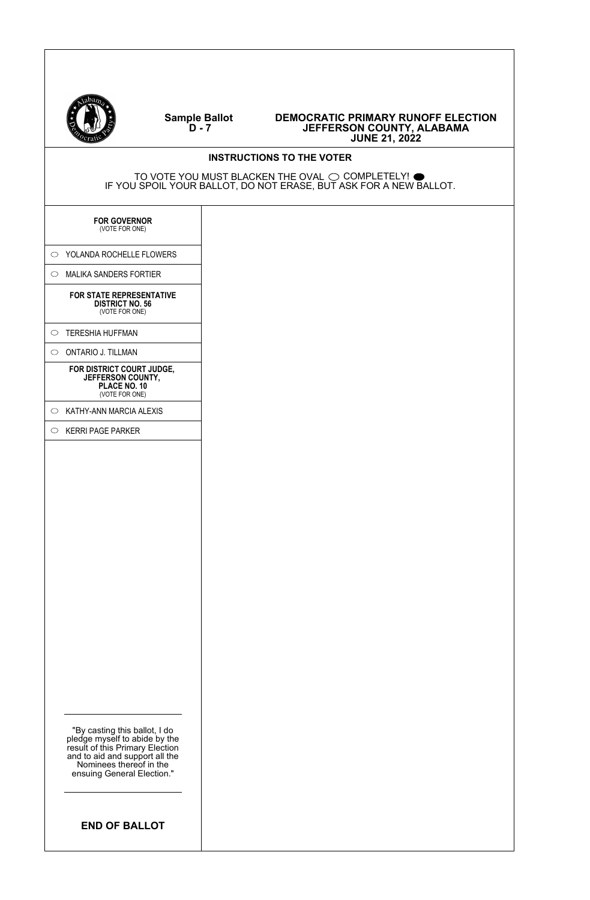**Sample Ballot**
**D - 7**

# DEMOCRATIC PRIMARY RUNOFF ELECTION
## JEFFERSON COUNTY, ALABAMA
## JUNE 21, 2022

### INSTRUCTIONS TO THE VOTER

TO VOTE YOU MUST BLACKEN THE OVAL ○ COMPLETELY! ●
IF YOU SPOIL YOUR BALLOT, DO NOT ERASE, BUT ASK FOR A NEW BALLOT.

**FOR GOVERNOR**
(VOTE FOR ONE)

- ○ YOLANDA ROCHELLE FLOWERS
- ○ MALIKA SANDERS FORTIER

**FOR STATE REPRESENTATIVE**
**DISTRICT NO. 56**
(VOTE FOR ONE)

- ○ TERESHIA HUFFMAN
- ○ ONTARIO J. TILLMAN

**FOR DISTRICT COURT JUDGE,**
**JEFFERSON COUNTY,**
**PLACE NO. 10**
(VOTE FOR ONE)

- ○ KATHY-ANN MARCIA ALEXIS
- ○ KERRI PAGE PARKER

---

"By casting this ballot, I do pledge myself to abide by the result of this Primary Election and to aid and support all the Nominees thereof in the ensuing General Election."

---

**END OF BALLOT**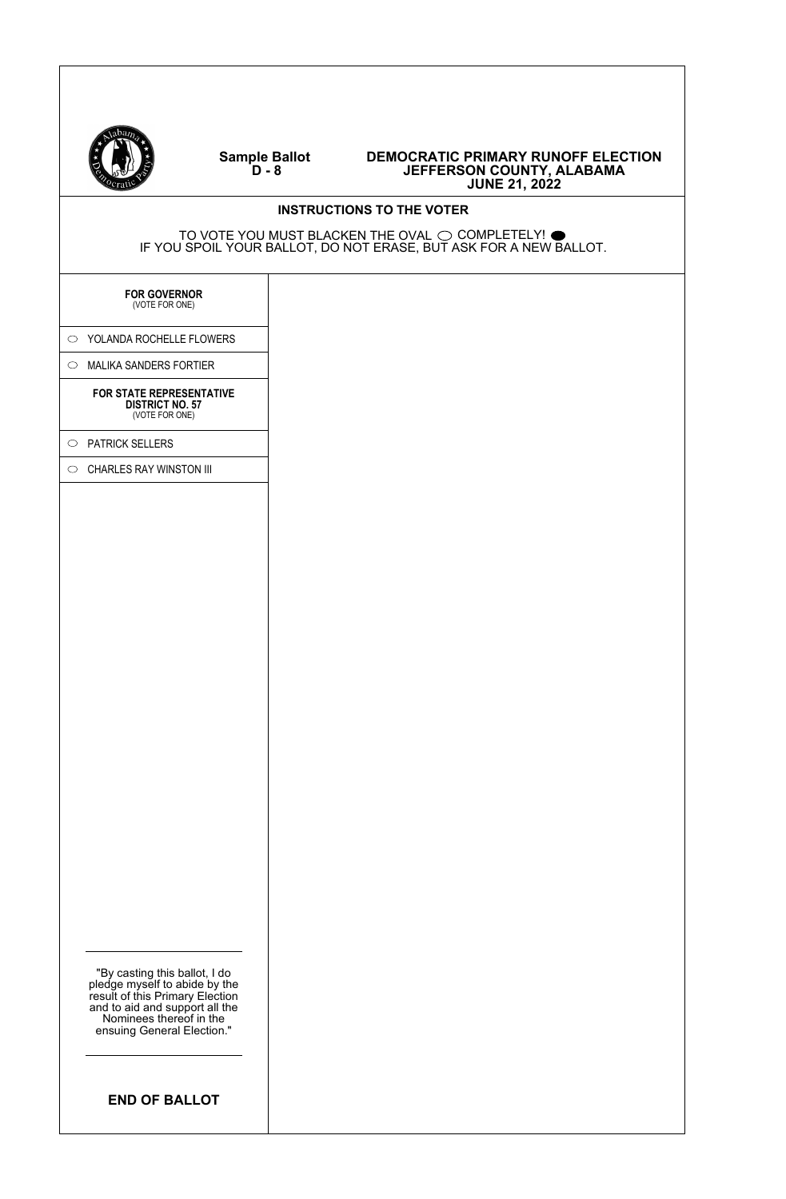**Sample Ballot**
**D - 8**

**DEMOCRATIC PRIMARY RUNOFF ELECTION**
**JEFFERSON COUNTY, ALABAMA**
**JUNE 21, 2022**

**INSTRUCTIONS TO THE VOTER**

TO VOTE YOU MUST BLACKEN THE OVAL ◯ COMPLETELY! ⬬
IF YOU SPOIL YOUR BALLOT, DO NOT ERASE, BUT ASK FOR A NEW BALLOT.

**FOR GOVERNOR**
(VOTE FOR ONE)

◯ YOLANDA ROCHELLE FLOWERS

◯ MALIKA SANDERS FORTIER

**FOR STATE REPRESENTATIVE**
**DISTRICT NO. 57**
(VOTE FOR ONE)

◯ PATRICK SELLERS

◯ CHARLES RAY WINSTON III

"By casting this ballot, I do pledge myself to abide by the result of this Primary Election and to aid and support all the Nominees thereof in the ensuing General Election."

**END OF BALLOT**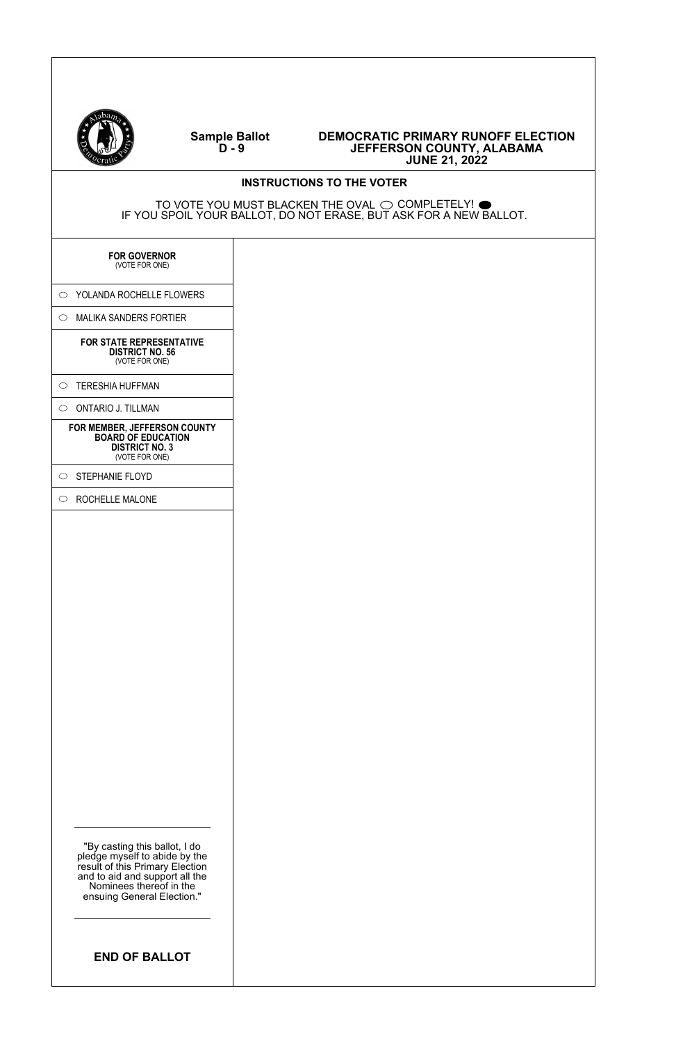**Sample Ballot**
**D - 9**

# DEMOCRATIC PRIMARY RUNOFF ELECTION
## JEFFERSON COUNTY, ALABAMA
## JUNE 21, 2022

### INSTRUCTIONS TO THE VOTER

TO VOTE YOU MUST BLACKEN THE OVAL ○ COMPLETELY! ●
IF YOU SPOIL YOUR BALLOT, DO NOT ERASE, BUT ASK FOR A NEW BALLOT.

**FOR GOVERNOR**
(VOTE FOR ONE)

- ○ YOLANDA ROCHELLE FLOWERS
- ○ MALIKA SANDERS FORTIER

**FOR STATE REPRESENTATIVE**
**DISTRICT NO. 56**
(VOTE FOR ONE)

- ○ TERESHIA HUFFMAN
- ○ ONTARIO J. TILLMAN

**FOR MEMBER, JEFFERSON COUNTY**
**BOARD OF EDUCATION**
**DISTRICT NO. 3**
(VOTE FOR ONE)

- ○ STEPHANIE FLOYD
- ○ ROCHELLE MALONE

"By casting this ballot, I do pledge myself to abide by the result of this Primary Election and to aid and support all the Nominees thereof in the ensuing General Election."

**END OF BALLOT**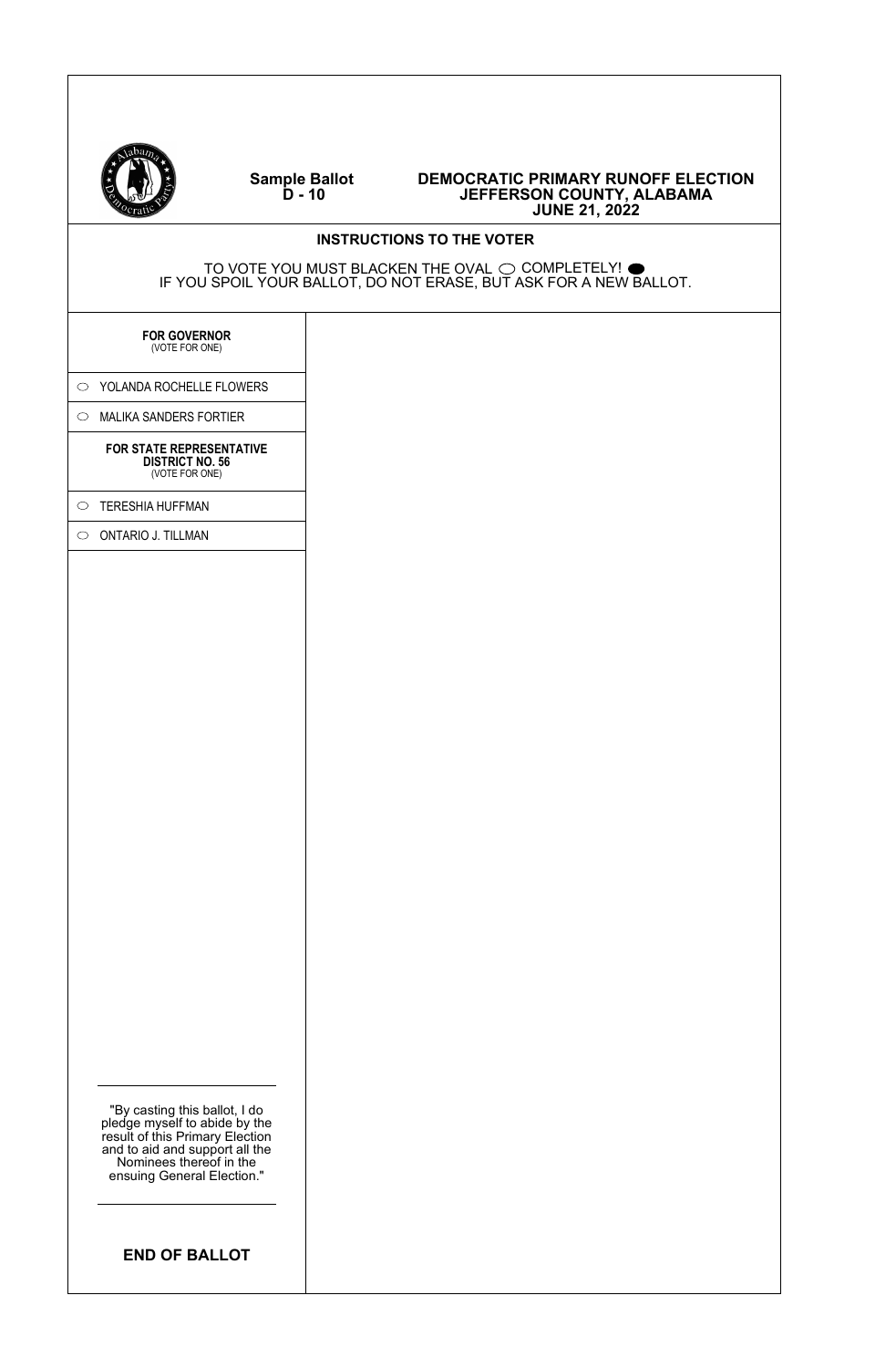**Sample Ballot**
**D - 10**

# DEMOCRATIC PRIMARY RUNOFF ELECTION
## JEFFERSON COUNTY, ALABAMA
## JUNE 21, 2022

### INSTRUCTIONS TO THE VOTER

TO VOTE YOU MUST BLACKEN THE OVAL ○ COMPLETELY! ●
IF YOU SPOIL YOUR BALLOT, DO NOT ERASE, BUT ASK FOR A NEW BALLOT.

**FOR GOVERNOR**
(VOTE FOR ONE)

- ○ YOLANDA ROCHELLE FLOWERS
- ○ MALIKA SANDERS FORTIER

**FOR STATE REPRESENTATIVE**
**DISTRICT NO. 56**
(VOTE FOR ONE)

- ○ TERESHIA HUFFMAN
- ○ ONTARIO J. TILLMAN

"By casting this ballot, I do pledge myself to abide by the result of this Primary Election and to aid and support all the Nominees thereof in the ensuing General Election."

**END OF BALLOT**